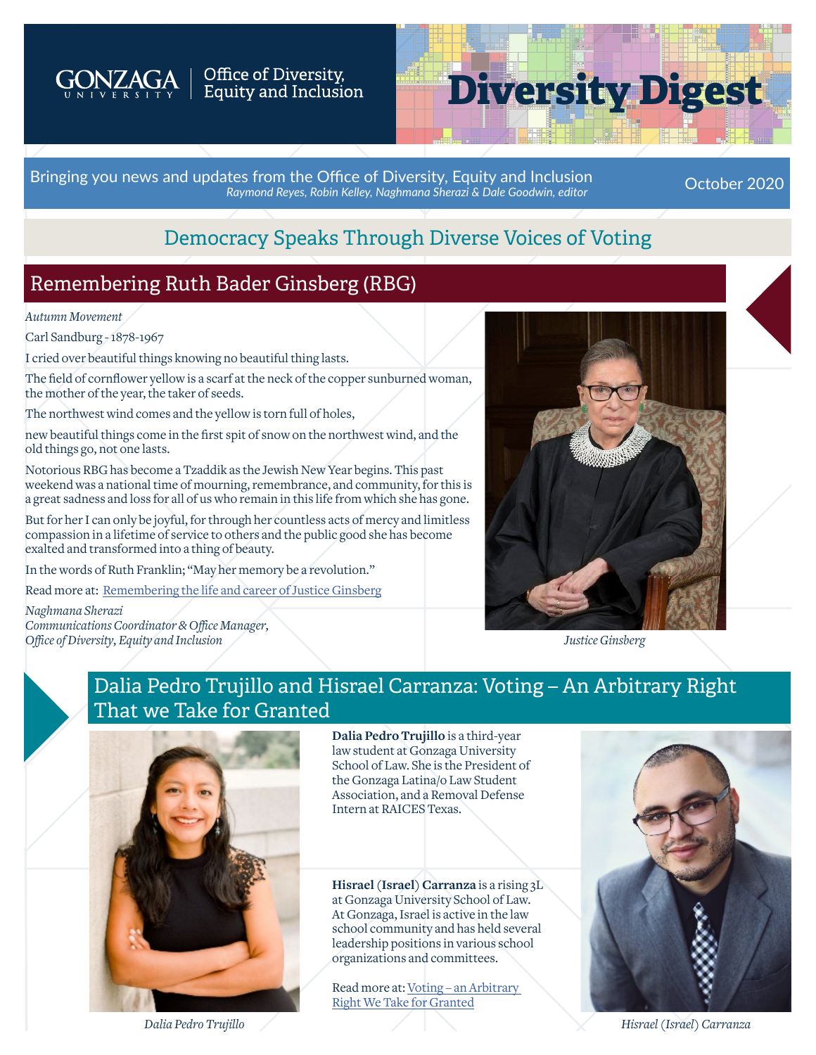GONZAGA UNIVERSITY | Office of Diversity, Equity and Inclusion

# Diversity Digest

Bringing you news and updates from the Office of Diversity, Equity and Inclusion
*Raymond Reyes, Robin Kelley, Naghmana Sherazi & Dale Goodwin, editor*

October 2020

## Democracy Speaks Through Diverse Voices of Voting

## Remembering Ruth Bader Ginsberg (RBG)

*Autumn Movement*

Carl Sandburg - 1878-1967

I cried over beautiful things knowing no beautiful thing lasts.

The field of cornflower yellow is a scarf at the neck of the copper sunburned woman, the mother of the year, the taker of seeds.

The northwest wind comes and the yellow is torn full of holes,

new beautiful things come in the first spit of snow on the northwest wind, and the old things go, not one lasts.

Notorious RBG has become a Tzaddik as the Jewish New Year begins. This past weekend was a national time of mourning, remembrance, and community, for this is a great sadness and loss for all of us who remain in this life from which she has gone.

But for her I can only be joyful, for through her countless acts of mercy and limitless compassion in a lifetime of service to others and the public good she has become exalted and transformed into a thing of beauty.

In the words of Ruth Franklin; "May her memory be a revolution."

Read more at: Remembering the life and career of Justice Ginsberg

*Naghmana Sherazi*
*Communications Coordinator & Office Manager,*
*Office of Diversity, Equity and Inclusion*

*Justice Ginsberg*

## Dalia Pedro Trujillo and Hisrael Carranza: Voting – An Arbitrary Right That we Take for Granted

**Dalia Pedro Trujillo** is a third-year law student at Gonzaga University School of Law. She is the President of the Gonzaga Latina/o Law Student Association, and a Removal Defense Intern at RAICES Texas.

**Hisrael** (**Israel**) **Carranza** is a rising 3L at Gonzaga University School of Law. At Gonzaga, Israel is active in the law school community and has held several leadership positions in various school organizations and committees.

Read more at: Voting – an Arbitrary Right We Take for Granted

*Dalia Pedro Trujillo*

*Hisrael (Israel) Carranza*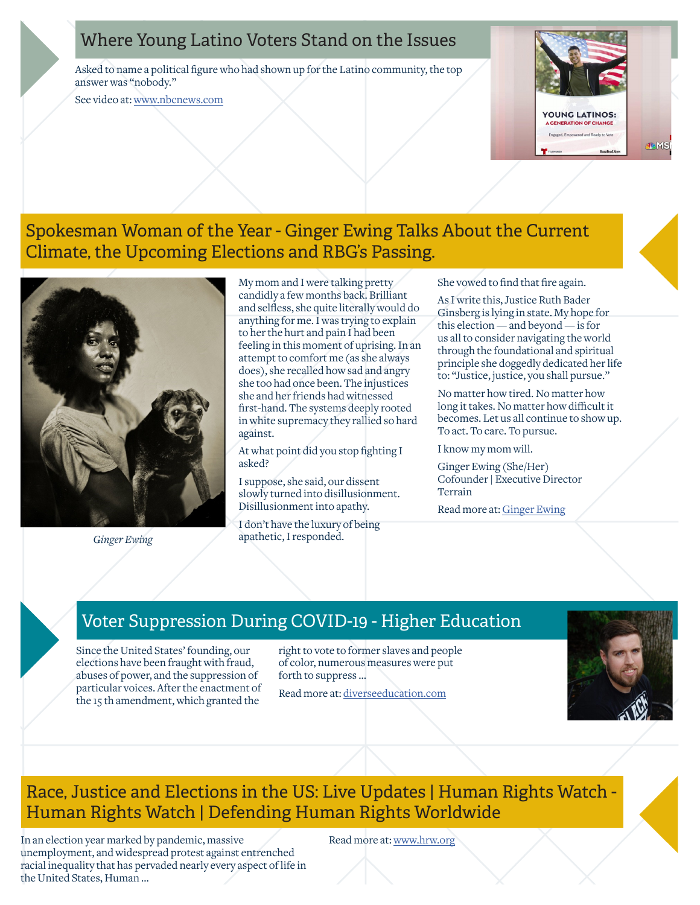## Where Young Latino Voters Stand on the Issues

Asked to name a political figure who had shown up for the Latino community, the top answer was "nobody."

See video at: www.nbcnews.com

## Spokesman Woman of the Year - Ginger Ewing Talks About the Current Climate, the Upcoming Elections and RBG's Passing.

*Ginger Ewing*

My mom and I were talking pretty candidly a few months back. Brilliant and selfless, she quite literally would do anything for me. I was trying to explain to her the hurt and pain I had been feeling in this moment of uprising. In an attempt to comfort me (as she always does), she recalled how sad and angry she too had once been. The injustices she and her friends had witnessed first-hand. The systems deeply rooted in white supremacy they rallied so hard against.

At what point did you stop fighting I asked?

I suppose, she said, our dissent slowly turned into disillusionment. Disillusionment into apathy.

I don't have the luxury of being apathetic, I responded.

She vowed to find that fire again.

As I write this, Justice Ruth Bader Ginsberg is lying in state. My hope for this election — and beyond — is for us all to consider navigating the world through the foundational and spiritual principle she doggedly dedicated her life to: "Justice, justice, you shall pursue."

No matter how tired. No matter how long it takes. No matter how difficult it becomes. Let us all continue to show up. To act. To care. To pursue.

I know my mom will.

Ginger Ewing (She/Her)
Cofounder | Executive Director
Terrain

Read more at: Ginger Ewing

## Voter Suppression During COVID-19 - Higher Education

Since the United States' founding, our elections have been fraught with fraud, abuses of power, and the suppression of particular voices. After the enactment of the 15 th amendment, which granted the right to vote to former slaves and people of color, numerous measures were put forth to suppress ...

Read more at: diverseeducation.com

## Race, Justice and Elections in the US: Live Updates | Human Rights Watch - Human Rights Watch | Defending Human Rights Worldwide

In an election year marked by pandemic, massive unemployment, and widespread protest against entrenched racial inequality that has pervaded nearly every aspect of life in the United States, Human ...

Read more at: www.hrw.org